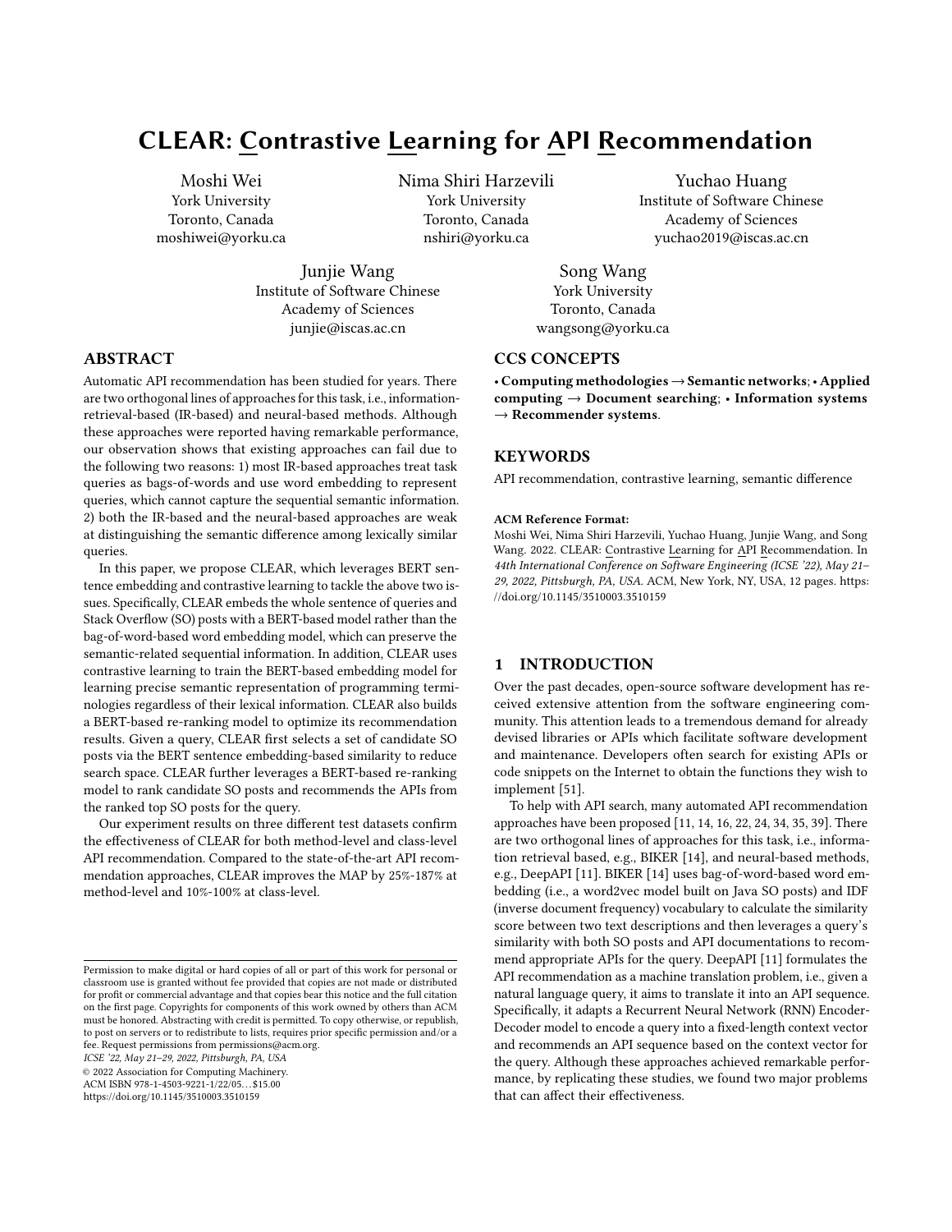# CLEAR: Contrastive Learning for API Recommendation

Moshi Wei
York University
Toronto, Canada
moshiwei@yorku.ca

Nima Shiri Harzevili
York University
Toronto, Canada
nshiri@yorku.ca

Yuchao Huang
Institute of Software Chinese Academy of Sciences
yuchao2019@iscas.ac.cn

Junjie Wang
Institute of Software Chinese Academy of Sciences
junjie@iscas.ac.cn

Song Wang
York University
Toronto, Canada
wangsong@yorku.ca

## ABSTRACT

Automatic API recommendation has been studied for years. There are two orthogonal lines of approaches for this task, i.e., information-retrieval-based (IR-based) and neural-based methods. Although these approaches were reported having remarkable performance, our observation shows that existing approaches can fail due to the following two reasons: 1) most IR-based approaches treat task queries as bags-of-words and use word embedding to represent queries, which cannot capture the sequential semantic information. 2) both the IR-based and the neural-based approaches are weak at distinguishing the semantic difference among lexically similar queries.

In this paper, we propose CLEAR, which leverages BERT sentence embedding and contrastive learning to tackle the above two issues. Specifically, CLEAR embeds the whole sentence of queries and Stack Overflow (SO) posts with a BERT-based model rather than the bag-of-word-based word embedding model, which can preserve the semantic-related sequential information. In addition, CLEAR uses contrastive learning to train the BERT-based embedding model for learning precise semantic representation of programming terminologies regardless of their lexical information. CLEAR also builds a BERT-based re-ranking model to optimize its recommendation results. Given a query, CLEAR first selects a set of candidate SO posts via the BERT sentence embedding-based similarity to reduce search space. CLEAR further leverages a BERT-based re-ranking model to rank candidate SO posts and recommends the APIs from the ranked top SO posts for the query.

Our experiment results on three different test datasets confirm the effectiveness of CLEAR for both method-level and class-level API recommendation. Compared to the state-of-the-art API recommendation approaches, CLEAR improves the MAP by 25%-187% at method-level and 10%-100% at class-level.

## CCS CONCEPTS

• **Computing methodologies → Semantic networks**; • **Applied computing → Document searching**; • **Information systems → Recommender systems**.

## KEYWORDS

API recommendation, contrastive learning, semantic difference

**ACM Reference Format:**
Moshi Wei, Nima Shiri Harzevili, Yuchao Huang, Junjie Wang, and Song Wang. 2022. CLEAR: Contrastive Learning for API Recommendation. In *44th International Conference on Software Engineering (ICSE '22), May 21–29, 2022, Pittsburgh, PA, USA.* ACM, New York, NY, USA, 12 pages. https://doi.org/10.1145/3510003.3510159

## 1 INTRODUCTION

Over the past decades, open-source software development has received extensive attention from the software engineering community. This attention leads to a tremendous demand for already devised libraries or APIs which facilitate software development and maintenance. Developers often search for existing APIs or code snippets on the Internet to obtain the functions they wish to implement [51].

To help with API search, many automated API recommendation approaches have been proposed [11, 14, 16, 22, 24, 34, 35, 39]. There are two orthogonal lines of approaches for this task, i.e., information retrieval based, e.g., BIKER [14], and neural-based methods, e.g., DeepAPI [11]. BIKER [14] uses bag-of-word-based word embedding (i.e., a word2vec model built on Java SO posts) and IDF (inverse document frequency) vocabulary to calculate the similarity score between two text descriptions and then leverages a query's similarity with both SO posts and API documentations to recommend appropriate APIs for the query. DeepAPI [11] formulates the API recommendation as a machine translation problem, i.e., given a natural language query, it aims to translate it into an API sequence. Specifically, it adapts a Recurrent Neural Network (RNN) Encoder-Decoder model to encode a query into a fixed-length context vector and recommends an API sequence based on the context vector for the query. Although these approaches achieved remarkable performance, by replicating these studies, we found two major problems that can affect their effectiveness.

Permission to make digital or hard copies of all or part of this work for personal or classroom use is granted without fee provided that copies are not made or distributed for profit or commercial advantage and that copies bear this notice and the full citation on the first page. Copyrights for components of this work owned by others than ACM must be honored. Abstracting with credit is permitted. To copy otherwise, or republish, to post on servers or to redistribute to lists, requires prior specific permission and/or a fee. Request permissions from permissions@acm.org.
*ICSE '22, May 21–29, 2022, Pittsburgh, PA, USA*
© 2022 Association for Computing Machinery.
ACM ISBN 978-1-4503-9221-1/22/05…$15.00
https://doi.org/10.1145/3510003.3510159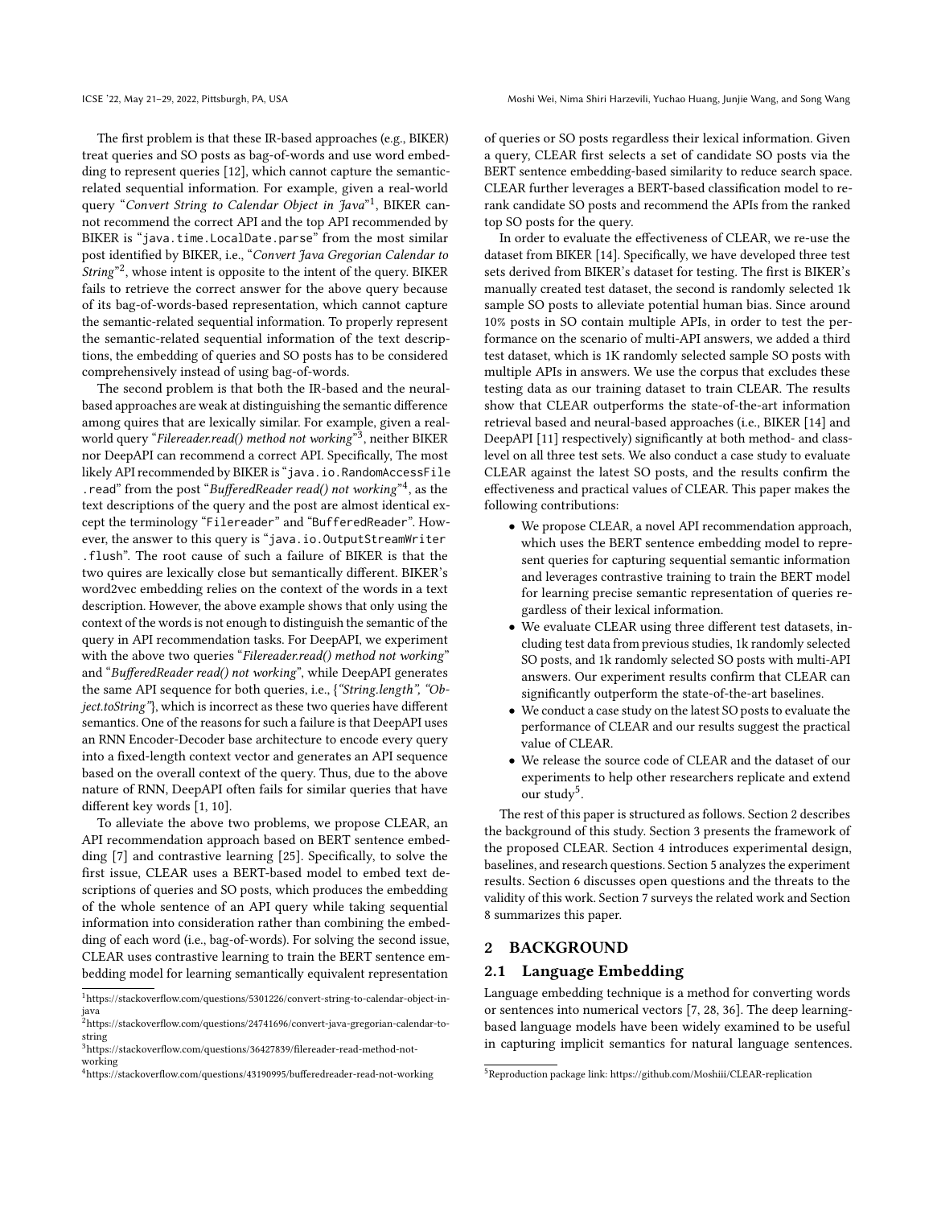The first problem is that these IR-based approaches (e.g., BIKER) treat queries and SO posts as bag-of-words and use word embedding to represent queries [12], which cannot capture the semantic-related sequential information. For example, given a real-world query "*Convert String to Calendar Object in Java*"[1], BIKER cannot recommend the correct API and the top API recommended by BIKER is "`java.time.LocalDate.parse`" from the most similar post identified by BIKER, i.e., "*Convert Java Gregorian Calendar to String*"[2], whose intent is opposite to the intent of the query. BIKER fails to retrieve the correct answer for the above query because of its bag-of-words-based representation, which cannot capture the semantic-related sequential information. To properly represent the semantic-related sequential information of the text descriptions, the embedding of queries and SO posts has to be considered comprehensively instead of using bag-of-words.

The second problem is that both the IR-based and the neural-based approaches are weak at distinguishing the semantic difference among quires that are lexically similar. For example, given a real-world query "*Filereader.read() method not working*"[3], neither BIKER nor DeepAPI can recommend a correct API. Specifically, The most likely API recommended by BIKER is "`java.io.RandomAccessFile.read`" from the post "*BufferedReader read() not working*"[4], as the text descriptions of the query and the post are almost identical except the terminology "`Filereader`" and "`BufferedReader`". However, the answer to this query is "`java.io.OutputStreamWriter.flush`". The root cause of such a failure of BIKER is that the two quires are lexically close but semantically different. BIKER's word2vec embedding relies on the context of the words in a text description. However, the above example shows that only using the context of the words is not enough to distinguish the semantic of the query in API recommendation tasks. For DeepAPI, we experiment with the above two queries "*Filereader.read() method not working*" and "*BufferedReader read() not working*", while DeepAPI generates the same API sequence for both queries, i.e., {*"String.length", "Object.toString"*}, which is incorrect as these two queries have different semantics. One of the reasons for such a failure is that DeepAPI uses an RNN Encoder-Decoder base architecture to encode every query into a fixed-length context vector and generates an API sequence based on the overall context of the query. Thus, due to the above nature of RNN, DeepAPI often fails for similar queries that have different key words [1, 10].

To alleviate the above two problems, we propose CLEAR, an API recommendation approach based on BERT sentence embedding [7] and contrastive learning [25]. Specifically, to solve the first issue, CLEAR uses a BERT-based model to embed text descriptions of queries and SO posts, which produces the embedding of the whole sentence of an API query while taking sequential information into consideration rather than combining the embedding of each word (i.e., bag-of-words). For solving the second issue, CLEAR uses contrastive learning to train the BERT sentence embedding model for learning semantically equivalent representation of queries or SO posts regardless their lexical information. Given a query, CLEAR first selects a set of candidate SO posts via the BERT sentence embedding-based similarity to reduce search space. CLEAR further leverages a BERT-based classification model to re-rank candidate SO posts and recommend the APIs from the ranked top SO posts for the query.

In order to evaluate the effectiveness of CLEAR, we re-use the dataset from BIKER [14]. Specifically, we have developed three test sets derived from BIKER's dataset for testing. The first is BIKER's manually created test dataset, the second is randomly selected 1k sample SO posts to alleviate potential human bias. Since around 10% posts in SO contain multiple APIs, in order to test the performance on the scenario of multi-API answers, we added a third test dataset, which is 1K randomly selected sample SO posts with multiple APIs in answers. We use the corpus that excludes these testing data as our training dataset to train CLEAR. The results show that CLEAR outperforms the state-of-the-art information retrieval based and neural-based approaches (i.e., BIKER [14] and DeepAPI [11] respectively) significantly at both method- and class-level on all three test sets. We also conduct a case study to evaluate CLEAR against the latest SO posts, and the results confirm the effectiveness and practical values of CLEAR. This paper makes the following contributions:

- We propose CLEAR, a novel API recommendation approach, which uses the BERT sentence embedding model to represent queries for capturing sequential semantic information and leverages contrastive training to train the BERT model for learning precise semantic representation of queries regardless of their lexical information.
- We evaluate CLEAR using three different test datasets, including test data from previous studies, 1k randomly selected SO posts, and 1k randomly selected SO posts with multi-API answers. Our experiment results confirm that CLEAR can significantly outperform the state-of-the-art baselines.
- We conduct a case study on the latest SO posts to evaluate the performance of CLEAR and our results suggest the practical value of CLEAR.
- We release the source code of CLEAR and the dataset of our experiments to help other researchers replicate and extend our study[5].

The rest of this paper is structured as follows. Section 2 describes the background of this study. Section 3 presents the framework of the proposed CLEAR. Section 4 introduces experimental design, baselines, and research questions. Section 5 analyzes the experiment results. Section 6 discusses open questions and the threats to the validity of this work. Section 7 surveys the related work and Section 8 summarizes this paper.

## 2 BACKGROUND

### 2.1 Language Embedding

Language embedding technique is a method for converting words or sentences into numerical vectors [7, 28, 36]. The deep learning-based language models have been widely examined to be useful in capturing implicit semantics for natural language sentences.

[1] https://stackoverflow.com/questions/5301226/convert-string-to-calendar-object-in-java

[2] https://stackoverflow.com/questions/24741696/convert-java-gregorian-calendar-to-string

[3] https://stackoverflow.com/questions/36427839/filereader-read-method-not-working

[4] https://stackoverflow.com/questions/43190995/bufferedreader-read-not-working

[5] Reproduction package link: https://github.com/Moshiii/CLEAR-replication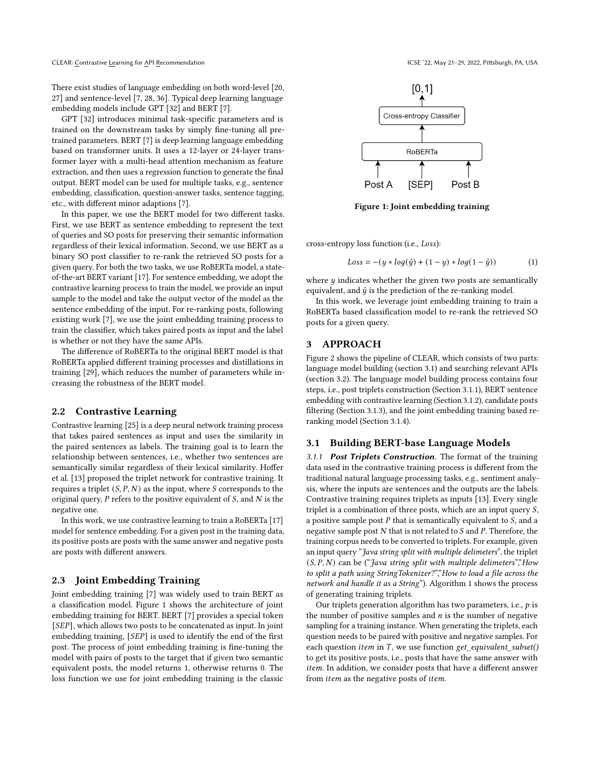There exist studies of language embedding on both word-level [20, 27] and sentence-level [7, 28, 36]. Typical deep learning language embedding models include GPT [32] and BERT [7].

GPT [32] introduces minimal task-specific parameters and is trained on the downstream tasks by simply fine-tuning all pre-trained parameters. BERT [7] is deep learning language embedding based on transformer units. It uses a 12-layer or 24-layer transformer layer with a multi-head attention mechanism as feature extraction, and then uses a regression function to generate the final output. BERT model can be used for multiple tasks, e.g., sentence embedding, classification, question-answer tasks, sentence tagging, etc., with different minor adaptions [7].

In this paper, we use the BERT model for two different tasks. First, we use BERT as sentence embedding to represent the text of queries and SO posts for preserving their semantic information regardless of their lexical information. Second, we use BERT as a binary SO post classifier to re-rank the retrieved SO posts for a given query. For both the two tasks, we use RoBERTa model, a state-of-the-art BERT variant [17]. For sentence embedding, we adopt the contrastive learning process to train the model, we provide an input sample to the model and take the output vector of the model as the sentence embedding of the input. For re-ranking posts, following existing work [7], we use the joint embedding training process to train the classifier, which takes paired posts as input and the label is whether or not they have the same APIs.

The difference of RoBERTa to the original BERT model is that RoBERTa applied different training processes and distillations in training [29], which reduces the number of parameters while increasing the robustness of the BERT model.

## 2.2 Contrastive Learning

Contrastive learning [25] is a deep neural network training process that takes paired sentences as input and uses the similarity in the paired sentences as labels. The training goal is to learn the relationship between sentences, i.e., whether two sentences are semantically similar regardless of their lexical similarity. Hoffer et al. [13] proposed the triplet network for contrastive training. It requires a triplet $(S, P, N)$ as the input, where $S$ corresponds to the original query, $P$ refers to the positive equivalent of $S$, and $N$ is the negative one.

In this work, we use contrastive learning to train a RoBERTa [17] model for sentence embedding. For a given post in the training data, its positive posts are posts with the same answer and negative posts are posts with different answers.

## 2.3 Joint Embedding Training

Joint embedding training [7] was widely used to train BERT as a classification model. Figure 1 shows the architecture of joint embedding training for BERT. BERT [7] provides a special token [*SEP*], which allows two posts to be concatenated as input. In joint embedding training, [*SEP*] is used to identify the end of the first post. The process of joint embedding training is fine-tuning the model with pairs of posts to the target that if given two semantic equivalent posts, the model returns 1, otherwise returns 0. The loss function we use for joint embedding training is the classic cross-entropy loss function (i.e., *Loss*):

**Figure 1: Joint embedding training**

$$Loss = -(y * log(\hat{y}) + (1 - y) * log(1 - \hat{y})) \tag{1}$$

where $y$ indicates whether the given two posts are semantically equivalent, and $\hat{y}$ is the prediction of the re-ranking model.

In this work, we leverage joint embedding training to train a RoBERTa based classification model to re-rank the retrieved SO posts for a given query.

# 3 APPROACH

Figure 2 shows the pipeline of CLEAR, which consists of two parts: language model building (section 3.1) and searching relevant APIs (section 3.2). The language model building process contains four steps, i.e., post triplets construction (Section 3.1.1), BERT sentence embedding with contrastive learning (Section 3.1.2), candidate posts filtering (Section 3.1.3), and the joint embedding training based re-ranking model (Section 3.1.4).

## 3.1 Building BERT-base Language Models

*3.1.1* ***Post Triplets Construction***. The format of the training data used in the contrastive training process is different from the traditional natural language processing tasks, e.g., sentiment analysis, where the inputs are sentences and the outputs are the labels. Contrastive training requires triplets as inputs [13]. Every single triplet is a combination of three posts, which are an input query $S$, a positive sample post $P$ that is semantically equivalent to $S$, and a negative sample post $N$ that is not related to $S$ and $P$. Therefore, the training corpus needs to be converted to triplets. For example, given an input query "*Java string split with multiple delimeters*", the triplet $(S, P, N)$ can be ("*Java string split with multiple delimeters*","*How to split a path using StringTokenizer?*","*How to load a file across the network and handle it as a String*"). Algorithm 1 shows the process of generating training triplets.

Our triplets generation algorithm has two parameters, i.e., $p$ is the number of positive samples and $n$ is the number of negative sampling for a training instance. When generating the triplets, each question needs to be paired with positive and negative samples. For each question *item* in $T$, we use function *get_equivalent_subset()* to get its positive posts, i.e., posts that have the same answer with *item*. In addition, we consider posts that have a different answer from *item* as the negative posts of *item*.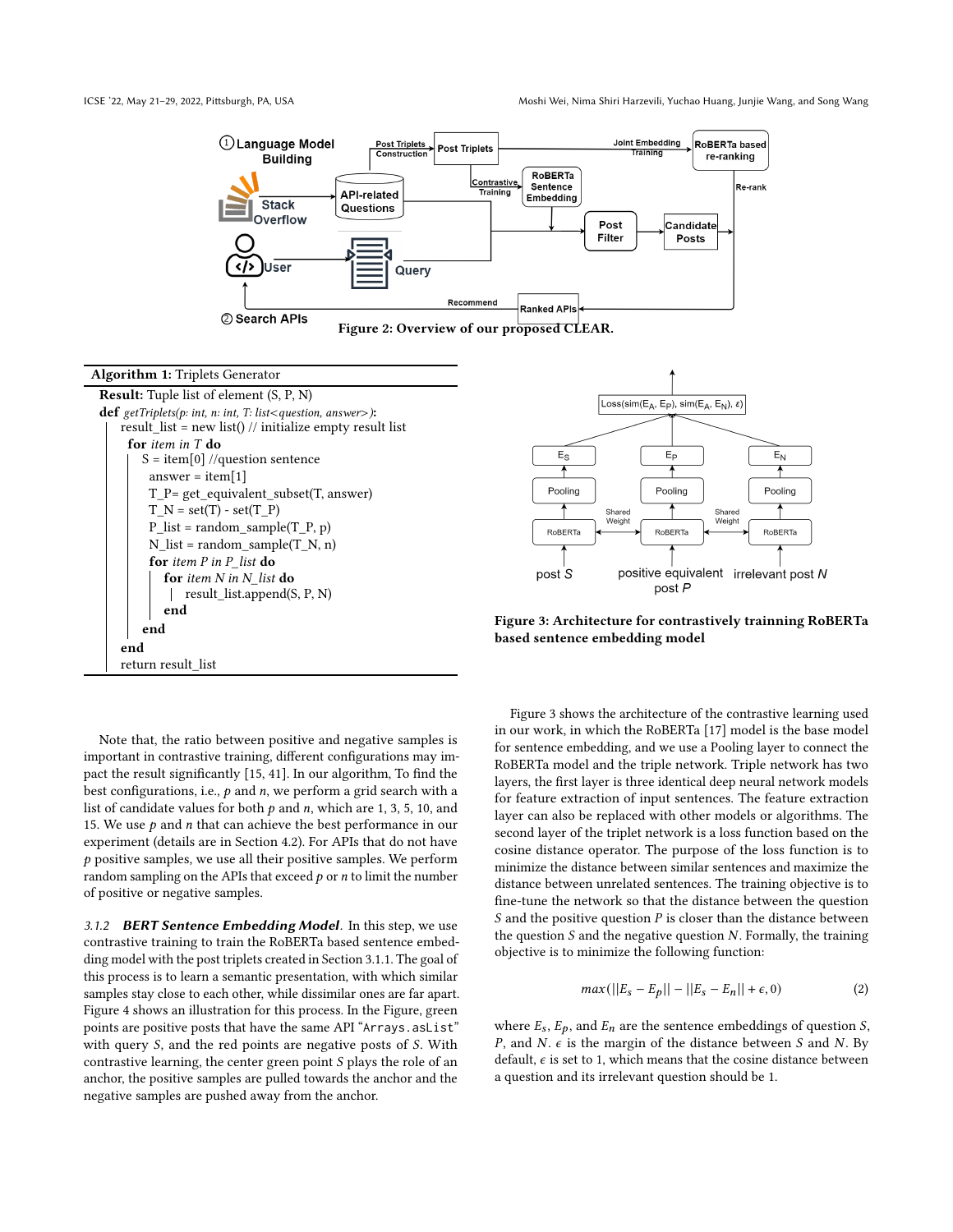Figure 2: Overview of our proposed CLEAR.

**Algorithm 1:** Triplets Generator

```
Result: Tuple list of element (S, P, N)
def getTriplets(p: int, n: int, T: list<question, answer>):
    result_list = new list() // initialize empty result list
    for item in T do
        S = item[0] //question sentence
        answer = item[1]
        T_P= get_equivalent_subset(T, answer)
        T_N = set(T) - set(T_P)
        P_list = random_sample(T_P, p)
        N_list = random_sample(T_N, n)
        for item P in P_list do
            for item N in N_list do
                result_list.append(S, P, N)
            end
        end
    end
    return result_list
```

Note that, the ratio between positive and negative samples is important in contrastive training, different configurations may impact the result significantly [15, 41]. In our algorithm, To find the best configurations, i.e., $p$ and $n$, we perform a grid search with a list of candidate values for both $p$ and $n$, which are 1, 3, 5, 10, and 15. We use $p$ and $n$ that can achieve the best performance in our experiment (details are in Section 4.2). For APIs that do not have $p$ positive samples, we use all their positive samples. We perform random sampling on the APIs that exceed $p$ or $n$ to limit the number of positive or negative samples.

### 3.1.2 *BERT Sentence Embedding Model*.

In this step, we use contrastive training to train the RoBERTa based sentence embedding model with the post triplets created in Section 3.1.1. The goal of this process is to learn a semantic presentation, with which similar samples stay close to each other, while dissimilar ones are far apart. Figure 4 shows an illustration for this process. In the Figure, green points are positive posts that have the same API "`Arrays.asList`" with query $S$, and the red points are negative posts of $S$. With contrastive learning, the center green point $S$ plays the role of an anchor, the positive samples are pulled towards the anchor and the negative samples are pushed away from the anchor.

Figure 3: Architecture for contrastively trainning RoBERTa based sentence embedding model

Figure 3 shows the architecture of the contrastive learning used in our work, in which the RoBERTa [17] model is the base model for sentence embedding, and we use a Pooling layer to connect the RoBERTa model and the triple network. Triple network has two layers, the first layer is three identical deep neural network models for feature extraction of input sentences. The feature extraction layer can also be replaced with other models or algorithms. The second layer of the triplet network is a loss function based on the cosine distance operator. The purpose of the loss function is to minimize the distance between similar sentences and maximize the distance between unrelated sentences. The training objective is to fine-tune the network so that the distance between the question $S$ and the positive question $P$ is closer than the distance between the question $S$ and the negative question $N$. Formally, the training objective is to minimize the following function:

$$max(||E_s - E_p|| - ||E_s - E_n|| + \epsilon, 0) \tag{2}$$

where $E_s$, $E_p$, and $E_n$ are the sentence embeddings of question $S$, $P$, and $N$. $\epsilon$ is the margin of the distance between $S$ and $N$. By default, $\epsilon$ is set to 1, which means that the cosine distance between a question and its irrelevant question should be 1.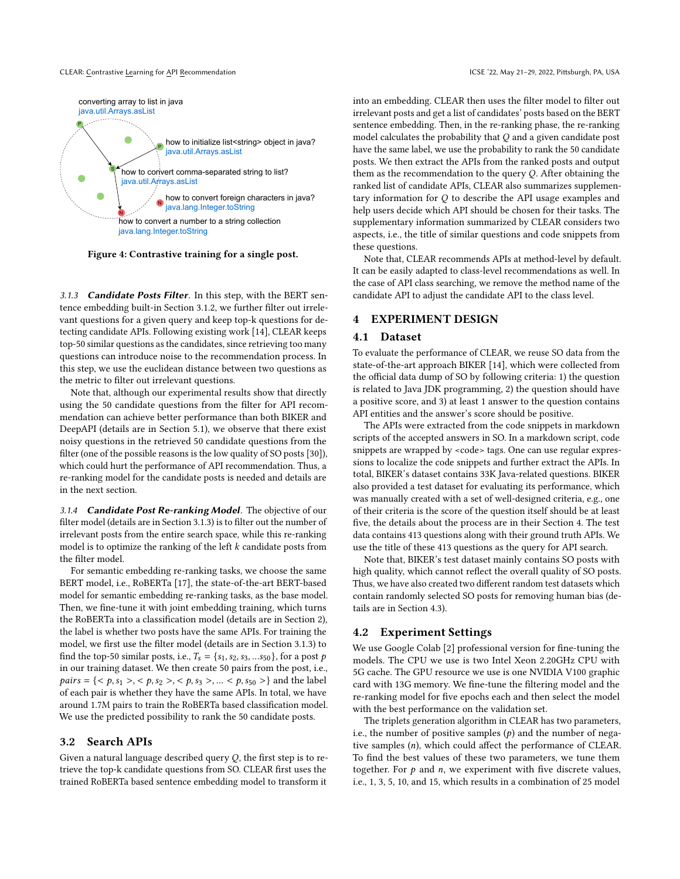converting array to list in java
java.util.Arrays.asList

how to initialize list<string> object in java?
java.util.Arrays.asList

how to convert comma-separated string to list?
java.util.Arrays.asList

how to convert foreign characters in java?
java.lang.Integer.toString

how to convert a number to a string collection
java.lang.Integer.toString

Figure 4: Contrastive training for a single post.

#### 3.1.3 *Candidate Posts Filter*.

In this step, with the BERT sentence embedding built-in Section 3.1.2, we further filter out irrelevant questions for a given query and keep top-k questions for detecting candidate APIs. Following existing work [14], CLEAR keeps top-50 similar questions as the candidates, since retrieving too many questions can introduce noise to the recommendation process. In this step, we use the euclidean distance between two questions as the metric to filter out irrelevant questions.

Note that, although our experimental results show that directly using the 50 candidate questions from the filter for API recommendation can achieve better performance than both BIKER and DeepAPI (details are in Section 5.1), we observe that there exist noisy questions in the retrieved 50 candidate questions from the filter (one of the possible reasons is the low quality of SO posts [30]), which could hurt the performance of API recommendation. Thus, a re-ranking model for the candidate posts is needed and details are in the next section.

#### 3.1.4 *Candidate Post Re-ranking Model*.

The objective of our filter model (details are in Section 3.1.3) is to filter out the number of irrelevant posts from the entire search space, while this re-ranking model is to optimize the ranking of the left $k$ candidate posts from the filter model.

For semantic embedding re-ranking tasks, we choose the same BERT model, i.e., RoBERTa [17], the state-of-the-art BERT-based model for semantic embedding re-ranking tasks, as the base model. Then, we fine-tune it with joint embedding training, which turns the RoBERTa into a classification model (details are in Section 2), the label is whether two posts have the same APIs. For training the model, we first use the filter model (details are in Section 3.1.3) to find the top-50 similar posts, i.e., $T_s = \{s_1, s_2, s_3, ...s_{50}\}$, for a post $p$ in our training dataset. We then create 50 pairs from the post, i.e., $pairs = \{<p, s_1>, <p, s_2>, <p, s_3>, ... <p, s_{50}>\}$ and the label of each pair is whether they have the same APIs. In total, we have around 1.7M pairs to train the RoBERTa based classification model. We use the predicted possibility to rank the 50 candidate posts.

### 3.2 Search APIs

Given a natural language described query $Q$, the first step is to retrieve the top-k candidate questions from SO. CLEAR first uses the trained RoBERTa based sentence embedding model to transform it into an embedding. CLEAR then uses the filter model to filter out irrelevant posts and get a list of candidates' posts based on the BERT sentence embedding. Then, in the re-ranking phase, the re-ranking model calculates the probability that $Q$ and a given candidate post have the same label, we use the probability to rank the 50 candidate posts. We then extract the APIs from the ranked posts and output them as the recommendation to the query $Q$. After obtaining the ranked list of candidate APIs, CLEAR also summarizes supplementary information for $Q$ to describe the API usage examples and help users decide which API should be chosen for their tasks. The supplementary information summarized by CLEAR considers two aspects, i.e., the title of similar questions and code snippets from these questions.

Note that, CLEAR recommends APIs at method-level by default. It can be easily adapted to class-level recommendations as well. In the case of API class searching, we remove the method name of the candidate API to adjust the candidate API to the class level.

## 4 EXPERIMENT DESIGN

### 4.1 Dataset

To evaluate the performance of CLEAR, we reuse SO data from the state-of-the-art approach BIKER [14], which were collected from the official data dump of SO by following criteria: 1) the question is related to Java JDK programming, 2) the question should have a positive score, and 3) at least 1 answer to the question contains API entities and the answer's score should be positive.

The APIs were extracted from the code snippets in markdown scripts of the accepted answers in SO. In a markdown script, code snippets are wrapped by <code> tags. One can use regular expressions to localize the code snippets and further extract the APIs. In total, BIKER's dataset contains 33K Java-related questions. BIKER also provided a test dataset for evaluating its performance, which was manually created with a set of well-designed criteria, e.g., one of their criteria is the score of the question itself should be at least five, the details about the process are in their Section 4. The test data contains 413 questions along with their ground truth APIs. We use the title of these 413 questions as the query for API search.

Note that, BIKER's test dataset mainly contains SO posts with high quality, which cannot reflect the overall quality of SO posts. Thus, we have also created two different random test datasets which contain randomly selected SO posts for removing human bias (details are in Section 4.3).

### 4.2 Experiment Settings

We use Google Colab [2] professional version for fine-tuning the models. The CPU we use is two Intel Xeon 2.20GHz CPU with 5G cache. The GPU resource we use is one NVIDIA V100 graphic card with 13G memory. We fine-tune the filtering model and the re-ranking model for five epochs each and then select the model with the best performance on the validation set.

The triplets generation algorithm in CLEAR has two parameters, i.e., the number of positive samples ($p$) and the number of negative samples ($n$), which could affect the performance of CLEAR. To find the best values of these two parameters, we tune them together. For $p$ and $n$, we experiment with five discrete values, i.e., 1, 3, 5, 10, and 15, which results in a combination of 25 model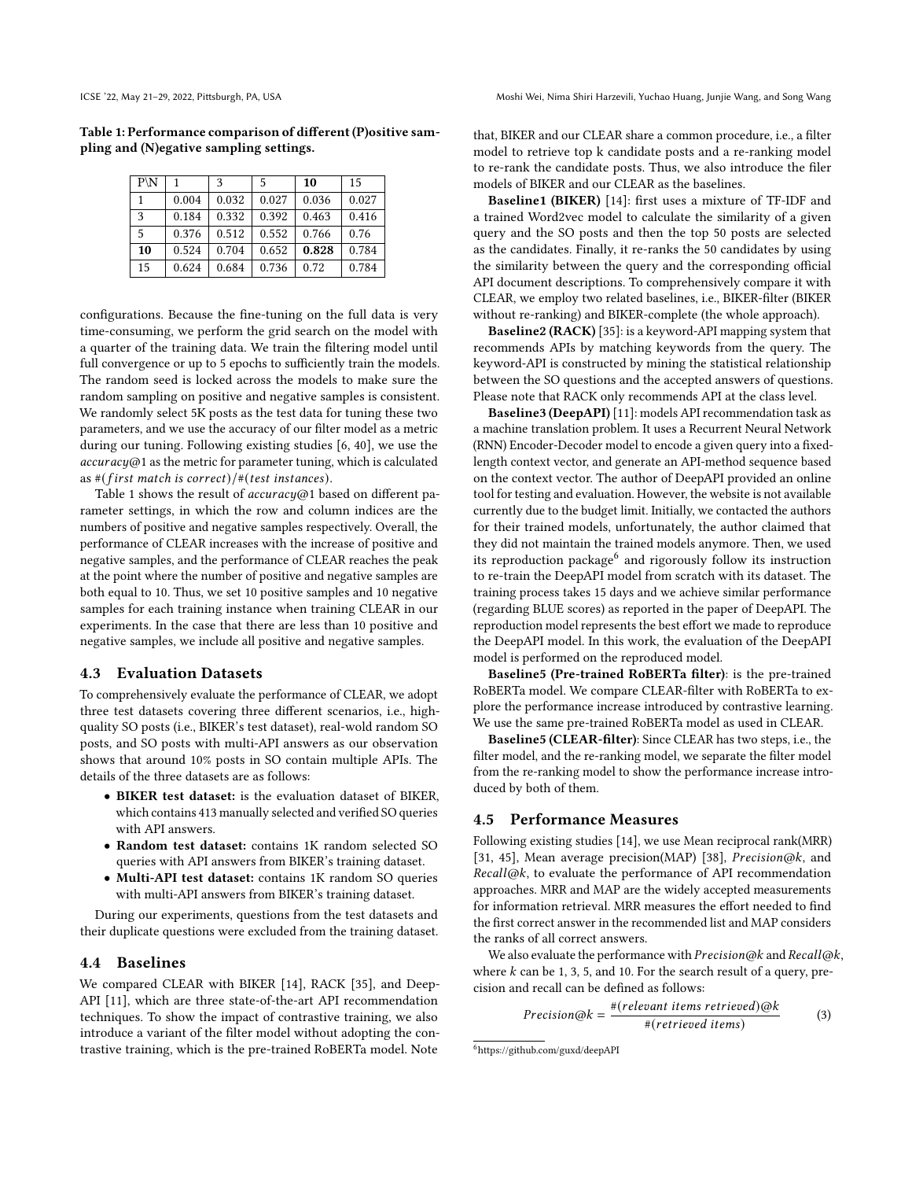**Table 1: Performance comparison of different (P)ositive sampling and (N)egative sampling settings.**

| P\N | 1 | 3 | 5 | **10** | 15 |
|---|---|---|---|---|---|
| 1 | 0.004 | 0.032 | 0.027 | 0.036 | 0.027 |
| 3 | 0.184 | 0.332 | 0.392 | 0.463 | 0.416 |
| 5 | 0.376 | 0.512 | 0.552 | 0.766 | 0.76 |
| **10** | 0.524 | 0.704 | 0.652 | **0.828** | 0.784 |
| 15 | 0.624 | 0.684 | 0.736 | 0.72 | 0.784 |

configurations. Because the fine-tuning on the full data is very time-consuming, we perform the grid search on the model with a quarter of the training data. We train the filtering model until full convergence or up to 5 epochs to sufficiently train the models. The random seed is locked across the models to make sure the random sampling on positive and negative samples is consistent. We randomly select 5K posts as the test data for tuning these two parameters, and we use the accuracy of our filter model as a metric during our tuning. Following existing studies [6, 40], we use the *accuracy@1* as the metric for parameter tuning, which is calculated as $\#(first\ match\ is\ correct)/\#(test\ instances)$.

Table 1 shows the result of *accuracy@1* based on different parameter settings, in which the row and column indices are the numbers of positive and negative samples respectively. Overall, the performance of CLEAR increases with the increase of positive and negative samples, and the performance of CLEAR reaches the peak at the point where the number of positive and negative samples are both equal to 10. Thus, we set 10 positive samples and 10 negative samples for each training instance when training CLEAR in our experiments. In the case that there are less than 10 positive and negative samples, we include all positive and negative samples.

### 4.3 Evaluation Datasets

To comprehensively evaluate the performance of CLEAR, we adopt three test datasets covering three different scenarios, i.e., high-quality SO posts (i.e., BIKER's test dataset), real-wold random SO posts, and SO posts with multi-API answers as our observation shows that around 10% posts in SO contain multiple APIs. The details of the three datasets are as follows:

- **BIKER test dataset:** is the evaluation dataset of BIKER, which contains 413 manually selected and verified SO queries with API answers.
- **Random test dataset:** contains 1K random selected SO queries with API answers from BIKER's training dataset.
- **Multi-API test dataset:** contains 1K random SO queries with multi-API answers from BIKER's training dataset.

During our experiments, questions from the test datasets and their duplicate questions were excluded from the training dataset.

### 4.4 Baselines

We compared CLEAR with BIKER [14], RACK [35], and DeepAPI [11], which are three state-of-the-art API recommendation techniques. To show the impact of contrastive training, we also introduce a variant of the filter model without adopting the contrastive training, which is the pre-trained RoBERTa model. Note that, BIKER and our CLEAR share a common procedure, i.e., a filter model to retrieve top k candidate posts and a re-ranking model to re-rank the candidate posts. Thus, we also introduce the filer models of BIKER and our CLEAR as the baselines.

**Baseline1 (BIKER)** [14]: first uses a mixture of TF-IDF and a trained Word2vec model to calculate the similarity of a given query and the SO posts and then the top 50 posts are selected as the candidates. Finally, it re-ranks the 50 candidates by using the similarity between the query and the corresponding official API document descriptions. To comprehensively compare it with CLEAR, we employ two related baselines, i.e., BIKER-filter (BIKER without re-ranking) and BIKER-complete (the whole approach).

**Baseline2 (RACK)** [35]: is a keyword-API mapping system that recommends APIs by matching keywords from the query. The keyword-API is constructed by mining the statistical relationship between the SO questions and the accepted answers of questions. Please note that RACK only recommends API at the class level.

**Baseline3 (DeepAPI)** [11]: models API recommendation task as a machine translation problem. It uses a Recurrent Neural Network (RNN) Encoder-Decoder model to encode a given query into a fixed-length context vector, and generate an API-method sequence based on the context vector. The author of DeepAPI provided an online tool for testing and evaluation. However, the website is not available currently due to the budget limit. Initially, we contacted the authors for their trained models, unfortunately, the author claimed that they did not maintain the trained models anymore. Then, we used its reproduction package[6] and rigorously follow its instruction to re-train the DeepAPI model from scratch with its dataset. The training process takes 15 days and we achieve similar performance (regarding BLUE scores) as reported in the paper of DeepAPI. The reproduction model represents the best effort we made to reproduce the DeepAPI model. In this work, the evaluation of the DeepAPI model is performed on the reproduced model.

**Baseline5 (Pre-trained RoBERTa filter)**: is the pre-trained RoBERTa model. We compare CLEAR-filter with RoBERTa to explore the performance increase introduced by contrastive learning. We use the same pre-trained RoBERTa model as used in CLEAR.

**Baseline5 (CLEAR-filter)**: Since CLEAR has two steps, i.e., the filter model, and the re-ranking model, we separate the filter model from the re-ranking model to show the performance increase introduced by both of them.

### 4.5 Performance Measures

Following existing studies [14], we use Mean reciprocal rank(MRR) [31, 45], Mean average precision(MAP) [38], *Precision@k*, and *Recall@k*, to evaluate the performance of API recommendation approaches. MRR and MAP are the widely accepted measurements for information retrieval. MRR measures the effort needed to find the first correct answer in the recommended list and MAP considers the ranks of all correct answers.

We also evaluate the performance with *Precision@k* and *Recall@k*, where $k$ can be 1, 3, 5, and 10. For the search result of a query, precision and recall can be defined as follows:

$$Precision@k = \frac{\#(relevant\ items\ retrieved)@k}{\#(retrieved\ items)} \quad (3)$$

[6] https://github.com/guxd/deepAPI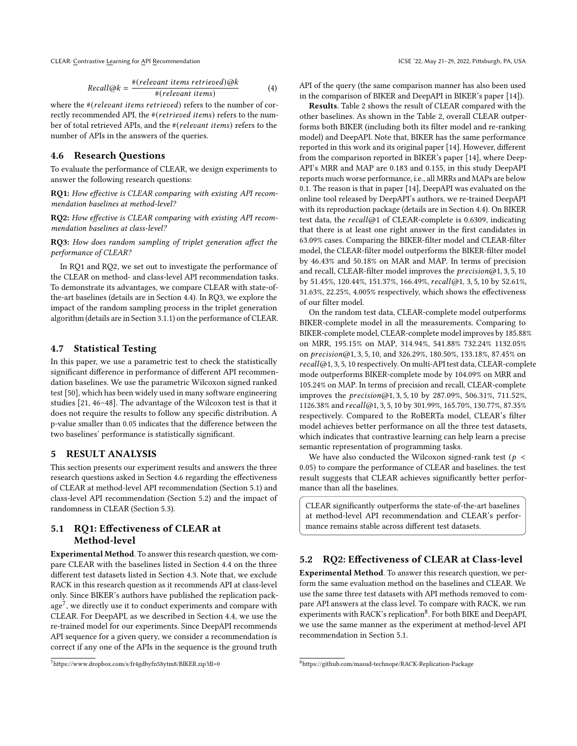$$Recall@k = \frac{\#(relevant\ items\ retrieved)@k}{\#(relevant\ items)} \tag{4}$$

where the $\#(relevant\ items\ retrieved)$ refers to the number of correctly recommended API, the $\#(retrieved\ items)$ refers to the number of total retrieved APIs, and the $\#(relevant\ items)$ refers to the number of APIs in the answers of the queries.

### 4.6 Research Questions

To evaluate the performance of CLEAR, we design experiments to answer the following research questions:

**RQ1:** *How effective is CLEAR comparing with existing API recommendation baselines at method-level?*

**RQ2:** *How effective is CLEAR comparing with existing API recommendation baselines at class-level?*

**RQ3:** *How does random sampling of triplet generation affect the performance of CLEAR?*

In RQ1 and RQ2, we set out to investigate the performance of the CLEAR on method- and class-level API recommendation tasks. To demonstrate its advantages, we compare CLEAR with state-of-the-art baselines (details are in Section 4.4). In RQ3, we explore the impact of the random sampling process in the triplet generation algorithm (details are in Section 3.1.1) on the performance of CLEAR.

### 4.7 Statistical Testing

In this paper, we use a parametric test to check the statistically significant difference in performance of different API recommendation baselines. We use the parametric Wilcoxon signed ranked test [50], which has been widely used in many software engineering studies [21, 46–48]. The advantage of the Wilcoxon test is that it does not require the results to follow any specific distribution. A p-value smaller than 0.05 indicates that the difference between the two baselines' performance is statistically significant.

## 5 RESULT ANALYSIS

This section presents our experiment results and answers the three research questions asked in Section 4.6 regarding the effectiveness of CLEAR at method-level API recommendation (Section 5.1) and class-level API recommendation (Section 5.2) and the impact of randomness in CLEAR (Section 5.3).

### 5.1 RQ1: Effectiveness of CLEAR at Method-level

**Experimental Method**. To answer this research question, we compare CLEAR with the baselines listed in Section 4.4 on the three different test datasets listed in Section 4.3. Note that, we exclude RACK in this research question as it recommends API at class-level only. Since BIKER's authors have published the replication package[7], we directly use it to conduct experiments and compare with CLEAR. For DeepAPI, as we described in Section 4.4, we use the re-trained model for our experiments. Since DeepAPI recommends API sequence for a given query, we consider a recommendation is correct if any one of the APIs in the sequence is the ground truth API of the query (the same comparison manner has also been used in the comparison of BIKER and DeepAPI in BIKER's paper [14]).

**Results**. Table 2 shows the result of CLEAR compared with the other baselines. As shown in the Table 2, overall CLEAR outperforms both BIKER (including both its filter model and re-ranking model) and DeepAPI. Note that, BIKER has the same performance reported in this work and its original paper [14]. However, different from the comparison reported in BIKER's paper [14], where DeepAPI's MRR and MAP are 0.183 and 0.155, in this study DeepAPI reports much worse performance, i.e., all MRRs and MAPs are below 0.1. The reason is that in paper [14], DeepAPI was evaluated on the online tool released by DeepAPI's authors, we re-trained DeepAPI with its reproduction package (details are in Section 4.4). On BIKER test data, the $recall@1$ of CLEAR-complete is 0.6309, indicating that there is at least one right answer in the first candidates in 63.09% cases. Comparing the BIKER-filter model and CLEAR-filter model, the CLEAR-filter model outperforms the BIKER-filter model by 46.43% and 50.18% on MAR and MAP. In terms of precision and recall, CLEAR-filter model improves the $precision@1,3,5,10$ by 51.45%, 120.44%, 151.37%, 166.49%, $recall@1,3,5,10$ by 52.61%, 31.63%, 22.25%, 4.005% respectively, which shows the effectiveness of our filter model.

On the random test data, CLEAR-complete model outperforms BIKER-complete model in all the measurements. Comparing to BIKER-complete model, CLEAR-complete model improves by 185.88% on MRR, 195.15% on MAP, 314.94%, 541.88% 732.24% 1132.05% on $precision@1,3,5,10$, and 326.29%, 180.50%, 133.18%, 87.45% on $recall@1,3,5,10$ respectively. On multi-API test data, CLEAR-complete mode outperforms BIKER-complete mode by 104.09% on MRR and 105.24% on MAP. In terms of precision and recall, CLEAR-complete improves the $precision@1,3,5,10$ by 287.09%, 506.31%, 711.52%, 1126.38% and $recall@1,3,5,10$ by 301.99%, 165.70%, 130.77%, 87.35% respectively. Compared to the RoBERTa model, CLEAR's filter model achieves better performance on all the three test datasets, which indicates that contrastive learning can help learn a precise semantic representation of programming tasks.

We have also conducted the Wilcoxon signed-rank test ($p < 0.05$) to compare the performance of CLEAR and baselines. the test result suggests that CLEAR achieves significantly better performance than all the baselines.

> CLEAR significantly outperforms the state-of-the-art baselines at method-level API recommendation and CLEAR's performance remains stable across different test datasets.

### 5.2 RQ2: Effectiveness of CLEAR at Class-level

**Experimental Method**. To answer this research question, we perform the same evaluation method on the baselines and CLEAR. We use the same three test datasets with API methods removed to compare API answers at the class level. To compare with RACK, we run experiments with RACK's replication[8]. For both BIKE and DeepAPI, we use the same manner as the experiment at method-level API recommendation in Section 5.1.

[7] https://www.dropbox.com/s/fr4gdbyfn58ytm8/BIKER.zip?dl=0

[8] https://github.com/masud-technope/RACK-Replication-Package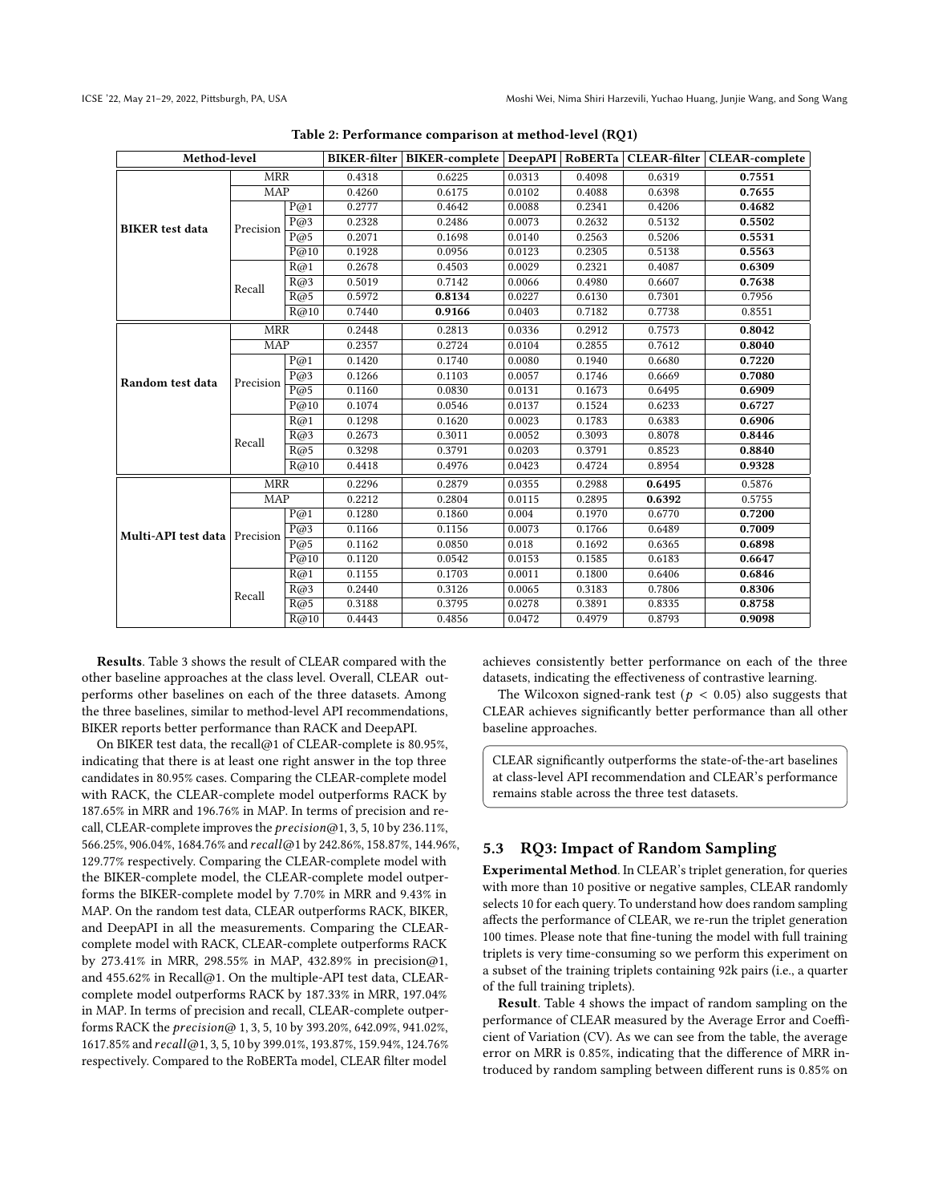Table 2: Performance comparison at method-level (RQ1)

| Method-level | | | BIKER-filter | BIKER-complete | DeepAPI | RoBERTa | CLEAR-filter | CLEAR-complete |
|---|---|---|---|---|---|---|---|---|
| **BIKER test data** | MRR | | 0.4318 | 0.6225 | 0.0313 | 0.4098 | 0.6319 | **0.7551** |
| | MAP | | 0.4260 | 0.6175 | 0.0102 | 0.4088 | 0.6398 | **0.7655** |
| | Precision | P@1 | 0.2777 | 0.4642 | 0.0088 | 0.2341 | 0.4206 | **0.4682** |
| | | P@3 | 0.2328 | 0.2486 | 0.0073 | 0.2632 | 0.5132 | **0.5502** |
| | | P@5 | 0.2071 | 0.1698 | 0.0140 | 0.2563 | 0.5206 | **0.5531** |
| | | P@10 | 0.1928 | 0.0956 | 0.0123 | 0.2305 | 0.5138 | **0.5563** |
| | Recall | R@1 | 0.2678 | 0.4503 | 0.0029 | 0.2321 | 0.4087 | **0.6309** |
| | | R@3 | 0.5019 | 0.7142 | 0.0066 | 0.4980 | 0.6607 | **0.7638** |
| | | R@5 | 0.5972 | **0.8134** | 0.0227 | 0.6130 | 0.7301 | 0.7956 |
| | | R@10 | 0.7440 | **0.9166** | 0.0403 | 0.7182 | 0.7738 | 0.8551 |
| **Random test data** | MRR | | 0.2448 | 0.2813 | 0.0336 | 0.2912 | 0.7573 | **0.8042** |
| | MAP | | 0.2357 | 0.2724 | 0.0104 | 0.2855 | 0.7612 | **0.8040** |
| | Precision | P@1 | 0.1420 | 0.1740 | 0.0080 | 0.1940 | 0.6680 | **0.7220** |
| | | P@3 | 0.1266 | 0.1103 | 0.0057 | 0.1746 | 0.6669 | **0.7080** |
| | | P@5 | 0.1160 | 0.0830 | 0.0131 | 0.1673 | 0.6495 | **0.6909** |
| | | P@10 | 0.1074 | 0.0546 | 0.0137 | 0.1524 | 0.6233 | **0.6727** |
| | Recall | R@1 | 0.1298 | 0.1620 | 0.0023 | 0.1783 | 0.6383 | **0.6906** |
| | | R@3 | 0.2673 | 0.3011 | 0.0052 | 0.3093 | 0.8078 | **0.8446** |
| | | R@5 | 0.3298 | 0.3791 | 0.0203 | 0.3791 | 0.8523 | **0.8840** |
| | | R@10 | 0.4418 | 0.4976 | 0.0423 | 0.4724 | 0.8954 | **0.9328** |
| **Multi-API test data** | MRR | | 0.2296 | 0.2879 | 0.0355 | 0.2988 | **0.6495** | 0.5876 |
| | MAP | | 0.2212 | 0.2804 | 0.0115 | 0.2895 | **0.6392** | 0.5755 |
| | Precision | P@1 | 0.1280 | 0.1860 | 0.004 | 0.1970 | 0.6770 | **0.7200** |
| | | P@3 | 0.1166 | 0.1156 | 0.0073 | 0.1766 | 0.6489 | **0.7009** |
| | | P@5 | 0.1162 | 0.0850 | 0.018 | 0.1692 | 0.6365 | **0.6898** |
| | | P@10 | 0.1120 | 0.0542 | 0.0153 | 0.1585 | 0.6183 | **0.6647** |
| | Recall | R@1 | 0.1155 | 0.1703 | 0.0011 | 0.1800 | 0.6406 | **0.6846** |
| | | R@3 | 0.2440 | 0.3126 | 0.0065 | 0.3183 | 0.7806 | **0.8306** |
| | | R@5 | 0.3188 | 0.3795 | 0.0278 | 0.3891 | 0.8335 | **0.8758** |
| | | R@10 | 0.4443 | 0.4856 | 0.0472 | 0.4979 | 0.8793 | **0.9098** |

**Results**. Table 3 shows the result of CLEAR compared with the other baseline approaches at the class level. Overall, CLEAR outperforms other baselines on each of the three datasets. Among the three baselines, similar to method-level API recommendations, BIKER reports better performance than RACK and DeepAPI.

On BIKER test data, the recall@1 of CLEAR-complete is 80.95%, indicating that there is at least one right answer in the top three candidates in 80.95% cases. Comparing the CLEAR-complete model with RACK, the CLEAR-complete model outperforms RACK by 187.65% in MRR and 196.76% in MAP. In terms of precision and recall, CLEAR-complete improves the *precision*@1, 3, 5, 10 by 236.11%, 566.25%, 906.04%, 1684.76% and *recall*@1 by 242.86%, 158.87%, 144.96%, 129.77% respectively. Comparing the CLEAR-complete model with the BIKER-complete model, the CLEAR-complete model outperforms the BIKER-complete model by 7.70% in MRR and 9.43% in MAP. On the random test data, CLEAR outperforms RACK, BIKER, and DeepAPI in all the measurements. Comparing the CLEAR-complete model with RACK, CLEAR-complete outperforms RACK by 273.41% in MRR, 298.55% in MAP, 432.89% in precision@1, and 455.62% in Recall@1. On the multiple-API test data, CLEAR-complete model outperforms RACK by 187.33% in MRR, 197.04% in MAP. In terms of precision and recall, CLEAR-complete outperforms RACK the *precision*@ 1, 3, 5, 10 by 393.20%, 642.09%, 941.02%, 1617.85% and *recall*@1, 3, 5, 10 by 399.01%, 193.87%, 159.94%, 124.76% respectively. Compared to the RoBERTa model, CLEAR filter model achieves consistently better performance on each of the three datasets, indicating the effectiveness of contrastive learning.

The Wilcoxon signed-rank test ($p < 0.05$) also suggests that CLEAR achieves significantly better performance than all other baseline approaches.

> CLEAR significantly outperforms the state-of-the-art baselines at class-level API recommendation and CLEAR's performance remains stable across the three test datasets.

### 5.3 RQ3: Impact of Random Sampling

**Experimental Method**. In CLEAR's triplet generation, for queries with more than 10 positive or negative samples, CLEAR randomly selects 10 for each query. To understand how does random sampling affects the performance of CLEAR, we re-run the triplet generation 100 times. Please note that fine-tuning the model with full training triplets is very time-consuming so we perform this experiment on a subset of the training triplets containing 92k pairs (i.e., a quarter of the full training triplets).

**Result**. Table 4 shows the impact of random sampling on the performance of CLEAR measured by the Average Error and Coefficient of Variation (CV). As we can see from the table, the average error on MRR is 0.85%, indicating that the difference of MRR introduced by random sampling between different runs is 0.85% on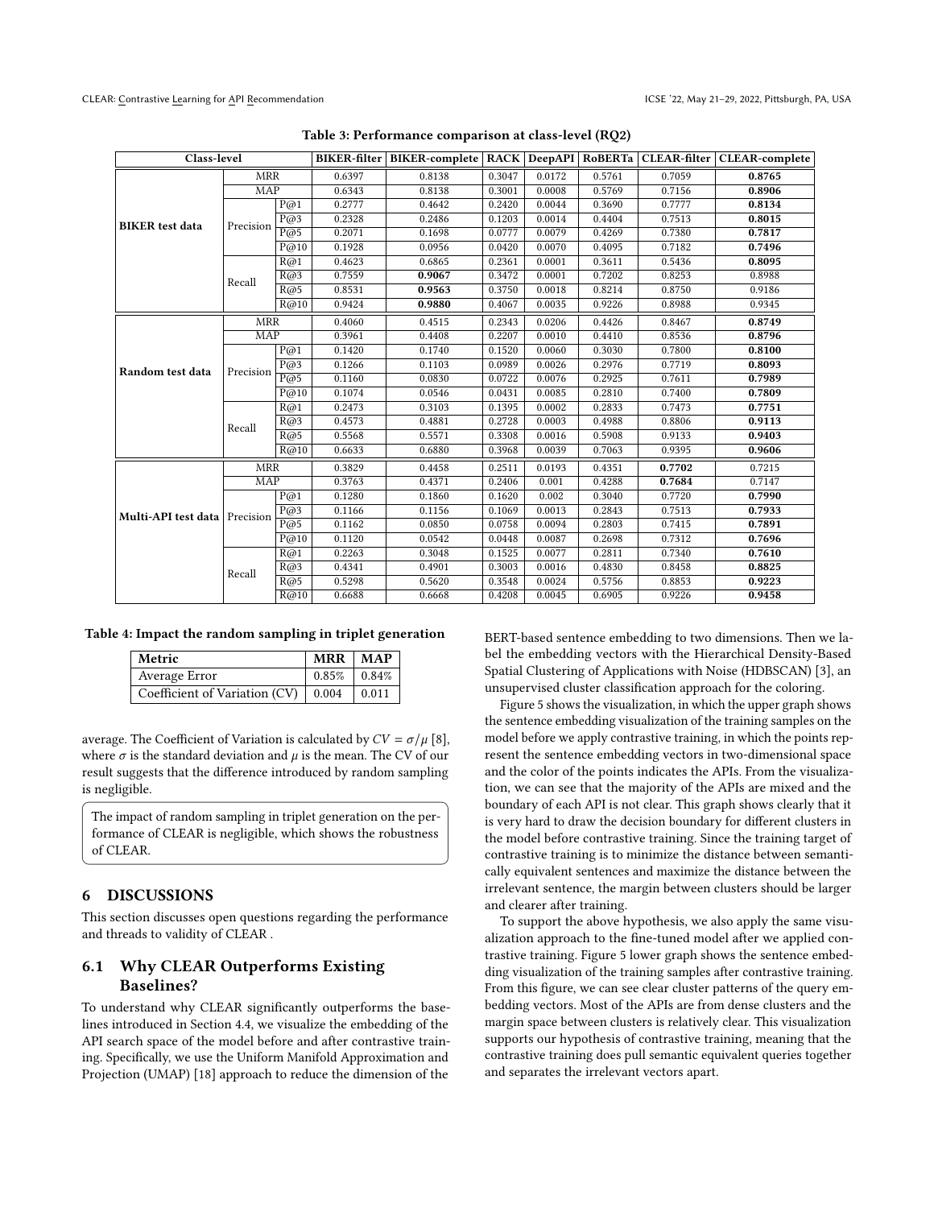**Table 3: Performance comparison at class-level (RQ2)**

| Class-level | | | BIKER-filter | BIKER-complete | RACK | DeepAPI | RoBERTa | CLEAR-filter | CLEAR-complete |
|---|---|---|---|---|---|---|---|---|---|
| **BIKER test data** | MRR | | 0.6397 | 0.8138 | 0.3047 | 0.0172 | 0.5761 | 0.7059 | **0.8765** |
| | MAP | | 0.6343 | 0.8138 | 0.3001 | 0.0008 | 0.5769 | 0.7156 | **0.8906** |
| | Precision | P@1 | 0.2777 | 0.4642 | 0.2420 | 0.0044 | 0.3690 | 0.7777 | **0.8134** |
| | | P@3 | 0.2328 | 0.2486 | 0.1203 | 0.0014 | 0.4404 | 0.7513 | **0.8015** |
| | | P@5 | 0.2071 | 0.1698 | 0.0777 | 0.0079 | 0.4269 | 0.7380 | **0.7817** |
| | | P@10 | 0.1928 | 0.0956 | 0.0420 | 0.0070 | 0.4095 | 0.7182 | **0.7496** |
| | Recall | R@1 | 0.4623 | 0.6865 | 0.2361 | 0.0001 | 0.3611 | 0.5436 | **0.8095** |
| | | R@3 | 0.7559 | **0.9067** | 0.3472 | 0.0001 | 0.7202 | 0.8253 | 0.8988 |
| | | R@5 | 0.8531 | **0.9563** | 0.3750 | 0.0018 | 0.8214 | 0.8750 | 0.9186 |
| | | R@10 | 0.9424 | **0.9880** | 0.4067 | 0.0035 | 0.9226 | 0.8988 | 0.9345 |
| **Random test data** | MRR | | 0.4060 | 0.4515 | 0.2343 | 0.0206 | 0.4426 | 0.8467 | **0.8749** |
| | MAP | | 0.3961 | 0.4408 | 0.2207 | 0.0010 | 0.4410 | 0.8536 | **0.8796** |
| | Precision | P@1 | 0.1420 | 0.1740 | 0.1520 | 0.0060 | 0.3030 | 0.7800 | **0.8100** |
| | | P@3 | 0.1266 | 0.1103 | 0.0989 | 0.0026 | 0.2976 | 0.7719 | **0.8093** |
| | | P@5 | 0.1160 | 0.0830 | 0.0722 | 0.0076 | 0.2925 | 0.7611 | **0.7989** |
| | | P@10 | 0.1074 | 0.0546 | 0.0431 | 0.0085 | 0.2810 | 0.7400 | **0.7809** |
| | Recall | R@1 | 0.2473 | 0.3103 | 0.1395 | 0.0002 | 0.2833 | 0.7473 | **0.7751** |
| | | R@3 | 0.4573 | 0.4881 | 0.2728 | 0.0003 | 0.4988 | 0.8806 | **0.9113** |
| | | R@5 | 0.5568 | 0.5571 | 0.3308 | 0.0016 | 0.5908 | 0.9133 | **0.9403** |
| | | R@10 | 0.6633 | 0.6880 | 0.3968 | 0.0039 | 0.7063 | 0.9395 | **0.9606** |
| **Multi-API test data** | MRR | | 0.3829 | 0.4458 | 0.2511 | 0.0193 | 0.4351 | **0.7702** | 0.7215 |
| | MAP | | 0.3763 | 0.4371 | 0.2406 | 0.001 | 0.4288 | **0.7684** | 0.7147 |
| | Precision | P@1 | 0.1280 | 0.1860 | 0.1620 | 0.002 | 0.3040 | 0.7720 | **0.7990** |
| | | P@3 | 0.1166 | 0.1156 | 0.1069 | 0.0013 | 0.2843 | 0.7513 | **0.7933** |
| | | P@5 | 0.1162 | 0.0850 | 0.0758 | 0.0094 | 0.2803 | 0.7415 | **0.7891** |
| | | P@10 | 0.1120 | 0.0542 | 0.0448 | 0.0087 | 0.2698 | 0.7312 | **0.7696** |
| | Recall | R@1 | 0.2263 | 0.3048 | 0.1525 | 0.0077 | 0.2811 | 0.7340 | **0.7610** |
| | | R@3 | 0.4341 | 0.4901 | 0.3003 | 0.0016 | 0.4830 | 0.8458 | **0.8825** |
| | | R@5 | 0.5298 | 0.5620 | 0.3548 | 0.0024 | 0.5756 | 0.8853 | **0.9223** |
| | | R@10 | 0.6688 | 0.6668 | 0.4208 | 0.0045 | 0.6905 | 0.9226 | **0.9458** |

**Table 4: Impact the random sampling in triplet generation**

| Metric | MRR | MAP |
|---|---|---|
| Average Error | 0.85% | 0.84% |
| Coefficient of Variation (CV) | 0.004 | 0.011 |

average. The Coefficient of Variation is calculated by $CV = \sigma/\mu$ [8], where $\sigma$ is the standard deviation and $\mu$ is the mean. The CV of our result suggests that the difference introduced by random sampling is negligible.

> The impact of random sampling in triplet generation on the performance of CLEAR is negligible, which shows the robustness of CLEAR.

## 6 DISCUSSIONS

This section discusses open questions regarding the performance and threads to validity of CLEAR .

### 6.1 Why CLEAR Outperforms Existing Baselines?

To understand why CLEAR significantly outperforms the baselines introduced in Section 4.4, we visualize the embedding of the API search space of the model before and after contrastive training. Specifically, we use the Uniform Manifold Approximation and Projection (UMAP) [18] approach to reduce the dimension of the BERT-based sentence embedding to two dimensions. Then we label the embedding vectors with the Hierarchical Density-Based Spatial Clustering of Applications with Noise (HDBSCAN) [3], an unsupervised cluster classification approach for the coloring.

Figure 5 shows the visualization, in which the upper graph shows the sentence embedding visualization of the training samples on the model before we apply contrastive training, in which the points represent the sentence embedding vectors in two-dimensional space and the color of the points indicates the APIs. From the visualization, we can see that the majority of the APIs are mixed and the boundary of each API is not clear. This graph shows clearly that it is very hard to draw the decision boundary for different clusters in the model before contrastive training. Since the training target of contrastive training is to minimize the distance between semantically equivalent sentences and maximize the distance between the irrelevant sentence, the margin between clusters should be larger and clearer after training.

To support the above hypothesis, we also apply the same visualization approach to the fine-tuned model after we applied contrastive training. Figure 5 lower graph shows the sentence embedding visualization of the training samples after contrastive training. From this figure, we can see clear cluster patterns of the query embedding vectors. Most of the APIs are from dense clusters and the margin space between clusters is relatively clear. This visualization supports our hypothesis of contrastive training, meaning that the contrastive training does pull semantic equivalent queries together and separates the irrelevant vectors apart.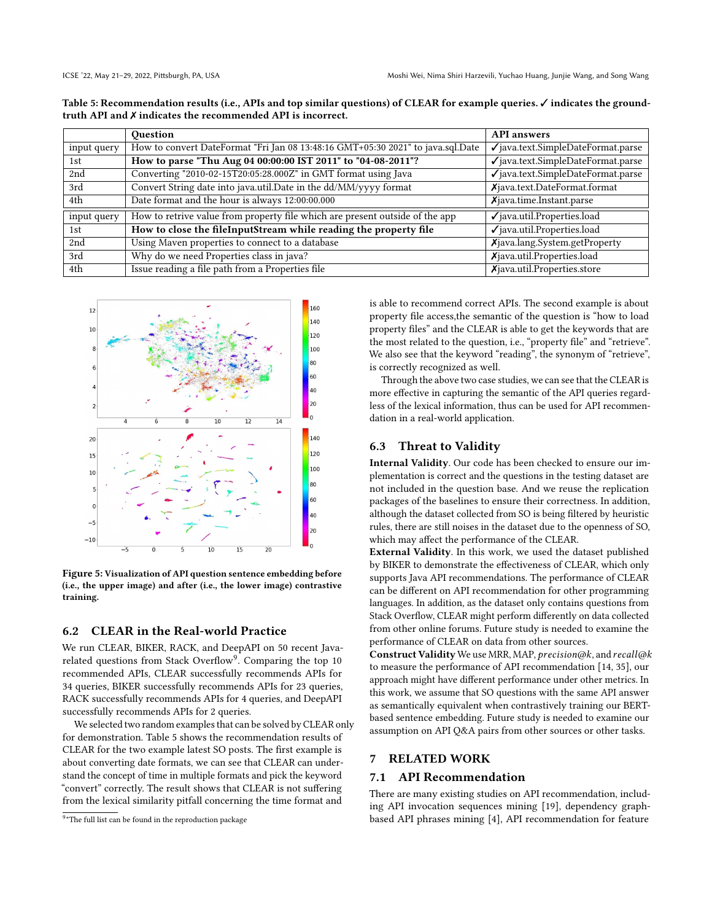**Table 5: Recommendation results (i.e., APIs and top similar questions) of CLEAR for example queries. ✓ indicates the ground-truth API and ✗ indicates the recommended API is incorrect.**

| | Question | API answers |
|---|---|---|
| input query | How to convert DateFormat "Fri Jan 08 13:48:16 GMT+05:30 2021" to java.sql.Date | ✓java.text.SimpleDateFormat.parse |
| 1st | **How to parse "Thu Aug 04 00:00:00 IST 2011" to "04-08-2011"?** | ✓java.text.SimpleDateFormat.parse |
| 2nd | Converting "2010-02-15T20:05:28.000Z" in GMT format using Java | ✓java.text.SimpleDateFormat.parse |
| 3rd | Convert String date into java.util.Date in the dd/MM/yyyy format | ✗java.text.DateFormat.format |
| 4th | Date format and the hour is always 12:00:00.000 | ✗java.time.Instant.parse |
| input query | How to retrive value from property file which are present outside of the app | ✓java.util.Properties.load |
| 1st | **How to close the fileInputStream while reading the property file** | ✓java.util.Properties.load |
| 2nd | Using Maven properties to connect to a database | ✗java.lang.System.getProperty |
| 3rd | Why do we need Properties class in java? | ✗java.util.Properties.load |
| 4th | Issue reading a file path from a Properties file | ✗java.util.Properties.store |

**Figure 5: Visualization of API question sentence embedding before (i.e., the upper image) and after (i.e., the lower image) contrastive training.**

## 6.2 CLEAR in the Real-world Practice

We run CLEAR, BIKER, RACK, and DeepAPI on 50 recent Java-related questions from Stack Overflow[9]. Comparing the top 10 recommended APIs, CLEAR successfully recommends APIs for 34 queries, BIKER successfully recommends APIs for 23 queries, RACK successfully recommends APIs for 4 queries, and DeepAPI successfully recommends APIs for 2 queries.

We selected two random examples that can be solved by CLEAR only for demonstration. Table 5 shows the recommendation results of CLEAR for the two example latest SO posts. The first example is about converting date formats, we can see that CLEAR can understand the concept of time in multiple formats and pick the keyword "convert" correctly. The result shows that CLEAR is not suffering from the lexical similarity pitfall concerning the time format and is able to recommend correct APIs. The second example is about property file access,the semantic of the question is "how to load property files" and the CLEAR is able to get the keywords that are the most related to the question, i.e., "property file" and "retrieve". We also see that the keyword "reading", the synonym of "retrieve", is correctly recognized as well.

Through the above two case studies, we can see that the CLEAR is more effective in capturing the semantic of the API queries regardless of the lexical information, thus can be used for API recommendation in a real-world application.

[9] The full list can be found in the reproduction package

## 6.3 Threat to Validity

**Internal Validity**. Our code has been checked to ensure our implementation is correct and the questions in the testing dataset are not included in the question base. And we reuse the replication packages of the baselines to ensure their correctness. In addition, although the dataset collected from SO is being filtered by heuristic rules, there are still noises in the dataset due to the openness of SO, which may affect the performance of the CLEAR.

**External Validity**. In this work, we used the dataset published by BIKER to demonstrate the effectiveness of CLEAR, which only supports Java API recommendations. The performance of CLEAR can be different on API recommendation for other programming languages. In addition, as the dataset only contains questions from Stack Overflow, CLEAR might perform differently on data collected from other online forums. Future study is needed to examine the performance of CLEAR on data from other sources.

**Construct Validity** We use MRR, MAP, *precision@k*, and *recall@k* to measure the performance of API recommendation [14, 35], our approach might have different performance under other metrics. In this work, we assume that SO questions with the same API answer as semantically equivalent when contrastively training our BERT-based sentence embedding. Future study is needed to examine our assumption on API Q&A pairs from other sources or other tasks.

# 7 RELATED WORK

## 7.1 API Recommendation

There are many existing studies on API recommendation, including API invocation sequences mining [19], dependency graph-based API phrases mining [4], API recommendation for feature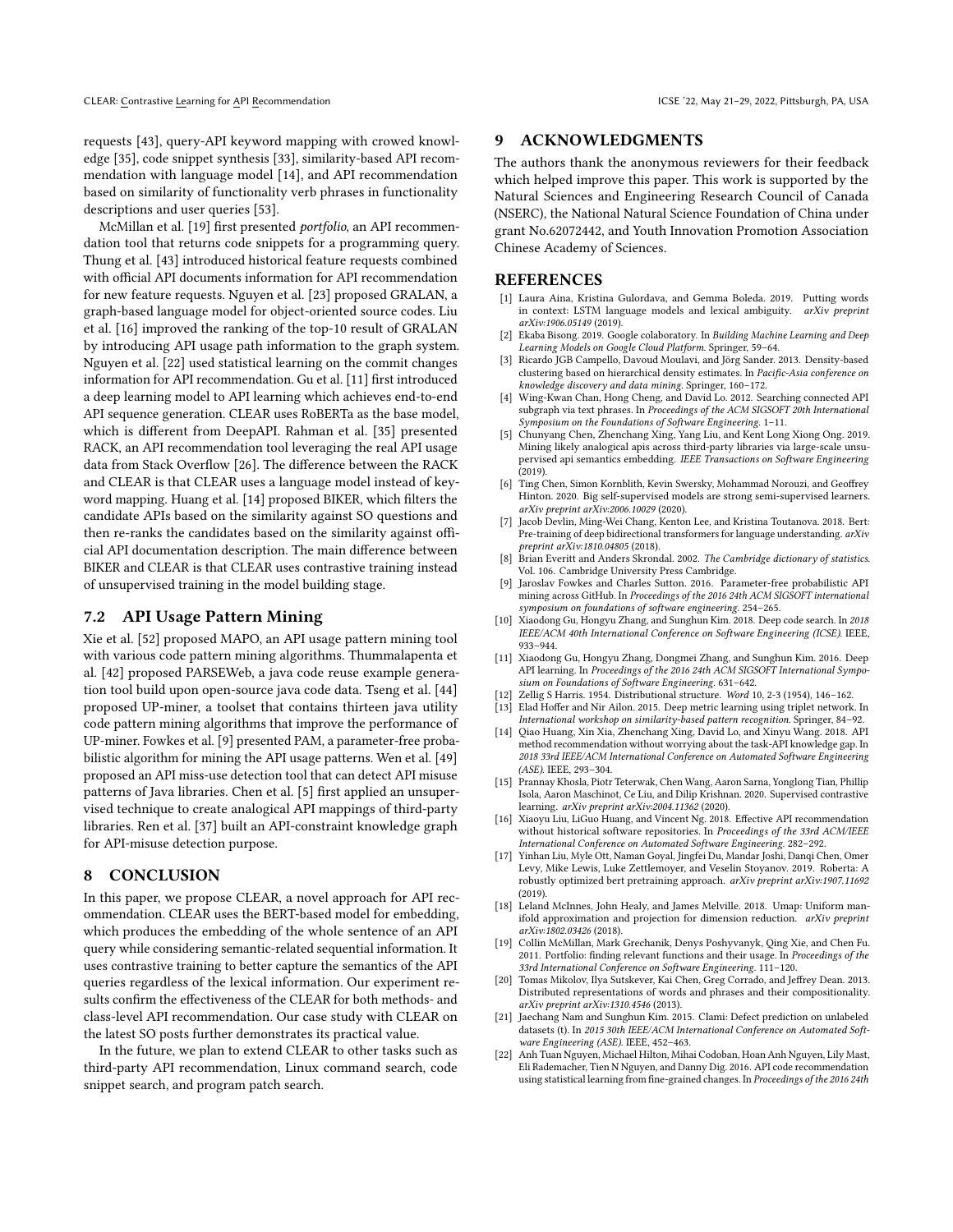requests [43], query-API keyword mapping with crowed knowledge [35], code snippet synthesis [33], similarity-based API recommendation with language model [14], and API recommendation based on similarity of functionality verb phrases in functionality descriptions and user queries [53].

McMillan et al. [19] first presented *portfolio*, an API recommendation tool that returns code snippets for a programming query. Thung et al. [43] introduced historical feature requests combined with official API documents information for API recommendation for new feature requests. Nguyen et al. [23] proposed GRALAN, a graph-based language model for object-oriented source codes. Liu et al. [16] improved the ranking of the top-10 result of GRALAN by introducing API usage path information to the graph system. Nguyen et al. [22] used statistical learning on the commit changes information for API recommendation. Gu et al. [11] first introduced a deep learning model to API learning which achieves end-to-end API sequence generation. CLEAR uses RoBERTa as the base model, which is different from DeepAPI. Rahman et al. [35] presented RACK, an API recommendation tool leveraging the real API usage data from Stack Overflow [26]. The difference between the RACK and CLEAR is that CLEAR uses a language model instead of keyword mapping. Huang et al. [14] proposed BIKER, which filters the candidate APIs based on the similarity against SO questions and then re-ranks the candidates based on the similarity against official API documentation description. The main difference between BIKER and CLEAR is that CLEAR uses contrastive training instead of unsupervised training in the model building stage.

## 7.2 API Usage Pattern Mining

Xie et al. [52] proposed MAPO, an API usage pattern mining tool with various code pattern mining algorithms. Thummalapenta et al. [42] proposed PARSEWeb, a java code reuse example generation tool build upon open-source java code data. Tseng et al. [44] proposed UP-miner, a toolset that contains thirteen java utility code pattern mining algorithms that improve the performance of UP-miner. Fowkes et al. [9] presented PAM, a parameter-free probabilistic algorithm for mining the API usage patterns. Wen et al. [49] proposed an API miss-use detection tool that can detect API misuse patterns of Java libraries. Chen et al. [5] first applied an unsupervised technique to create analogical API mappings of third-party libraries. Ren et al. [37] built an API-constraint knowledge graph for API-misuse detection purpose.

# 8 CONCLUSION

In this paper, we propose CLEAR, a novel approach for API recommendation. CLEAR uses the BERT-based model for embedding, which produces the embedding of the whole sentence of an API query while considering semantic-related sequential information. It uses contrastive training to better capture the semantics of the API queries regardless of the lexical information. Our experiment results confirm the effectiveness of the CLEAR for both methods- and class-level API recommendation. Our case study with CLEAR on the latest SO posts further demonstrates its practical value.

In the future, we plan to extend CLEAR to other tasks such as third-party API recommendation, Linux command search, code snippet search, and program patch search.

# 9 ACKNOWLEDGMENTS

The authors thank the anonymous reviewers for their feedback which helped improve this paper. This work is supported by the Natural Sciences and Engineering Research Council of Canada (NSERC), the National Natural Science Foundation of China under grant No.62072442, and Youth Innovation Promotion Association Chinese Academy of Sciences.

# REFERENCES

[1] Laura Aina, Kristina Gulordava, and Gemma Boleda. 2019. Putting words in context: LSTM language models and lexical ambiguity. *arXiv preprint arXiv:1906.05149* (2019).

[2] Ekaba Bisong. 2019. Google colaboratory. In *Building Machine Learning and Deep Learning Models on Google Cloud Platform*. Springer, 59–64.

[3] Ricardo JGB Campello, Davoud Moulavi, and Jörg Sander. 2013. Density-based clustering based on hierarchical density estimates. In *Pacific-Asia conference on knowledge discovery and data mining*. Springer, 160–172.

[4] Wing-Kwan Chan, Hong Cheng, and David Lo. 2012. Searching connected API subgraph via text phrases. In *Proceedings of the ACM SIGSOFT 20th International Symposium on the Foundations of Software Engineering*. 1–11.

[5] Chunyang Chen, Zhenchang Xing, Yang Liu, and Kent Long Xiong Ong. 2019. Mining likely analogical apis across third-party libraries via large-scale unsupervised api semantics embedding. *IEEE Transactions on Software Engineering* (2019).

[6] Ting Chen, Simon Kornblith, Kevin Swersky, Mohammad Norouzi, and Geoffrey Hinton. 2020. Big self-supervised models are strong semi-supervised learners. *arXiv preprint arXiv:2006.10029* (2020).

[7] Jacob Devlin, Ming-Wei Chang, Kenton Lee, and Kristina Toutanova. 2018. Bert: Pre-training of deep bidirectional transformers for language understanding. *arXiv preprint arXiv:1810.04805* (2018).

[8] Brian Everitt and Anders Skrondal. 2002. *The Cambridge dictionary of statistics*. Vol. 106. Cambridge University Press Cambridge.

[9] Jaroslav Fowkes and Charles Sutton. 2016. Parameter-free probabilistic API mining across GitHub. In *Proceedings of the 2016 24th ACM SIGSOFT international symposium on foundations of software engineering*. 254–265.

[10] Xiaodong Gu, Hongyu Zhang, and Sunghun Kim. 2018. Deep code search. In *2018 IEEE/ACM 40th International Conference on Software Engineering (ICSE)*. IEEE, 933–944.

[11] Xiaodong Gu, Hongyu Zhang, Dongmei Zhang, and Sunghun Kim. 2016. Deep API learning. In *Proceedings of the 2016 24th ACM SIGSOFT International Symposium on Foundations of Software Engineering*. 631–642.

[12] Zellig S Harris. 1954. Distributional structure. *Word* 10, 2-3 (1954), 146–162.

[13] Elad Hoffer and Nir Ailon. 2015. Deep metric learning using triplet network. In *International workshop on similarity-based pattern recognition*. Springer, 84–92.

[14] Qiao Huang, Xin Xia, Zhenchang Xing, David Lo, and Xinyu Wang. 2018. API method recommendation without worrying about the task-API knowledge gap. In *2018 33rd IEEE/ACM International Conference on Automated Software Engineering (ASE)*. IEEE, 293–304.

[15] Prannay Khosla, Piotr Teterwak, Chen Wang, Aaron Sarna, Yonglong Tian, Phillip Isola, Aaron Maschinot, Ce Liu, and Dilip Krishnan. 2020. Supervised contrastive learning. *arXiv preprint arXiv:2004.11362* (2020).

[16] Xiaoyu Liu, LiGuo Huang, and Vincent Ng. 2018. Effective API recommendation without historical software repositories. In *Proceedings of the 33rd ACM/IEEE International Conference on Automated Software Engineering*. 282–292.

[17] Yinhan Liu, Myle Ott, Naman Goyal, Jingfei Du, Mandar Joshi, Danqi Chen, Omer Levy, Mike Lewis, Luke Zettlemoyer, and Veselin Stoyanov. 2019. Roberta: A robustly optimized bert pretraining approach. *arXiv preprint arXiv:1907.11692* (2019).

[18] Leland McInnes, John Healy, and James Melville. 2018. Umap: Uniform manifold approximation and projection for dimension reduction. *arXiv preprint arXiv:1802.03426* (2018).

[19] Collin McMillan, Mark Grechanik, Denys Poshyvanyk, Qing Xie, and Chen Fu. 2011. Portfolio: finding relevant functions and their usage. In *Proceedings of the 33rd International Conference on Software Engineering*. 111–120.

[20] Tomas Mikolov, Ilya Sutskever, Kai Chen, Greg Corrado, and Jeffrey Dean. 2013. Distributed representations of words and phrases and their compositionality. *arXiv preprint arXiv:1310.4546* (2013).

[21] Jaechang Nam and Sunghun Kim. 2015. Clami: Defect prediction on unlabeled datasets (t). In *2015 30th IEEE/ACM International Conference on Automated Software Engineering (ASE)*. IEEE, 452–463.

[22] Anh Tuan Nguyen, Michael Hilton, Mihai Codoban, Hoan Anh Nguyen, Lily Mast, Eli Rademacher, Tien N Nguyen, and Danny Dig. 2016. API code recommendation using statistical learning from fine-grained changes. In *Proceedings of the 2016 24th*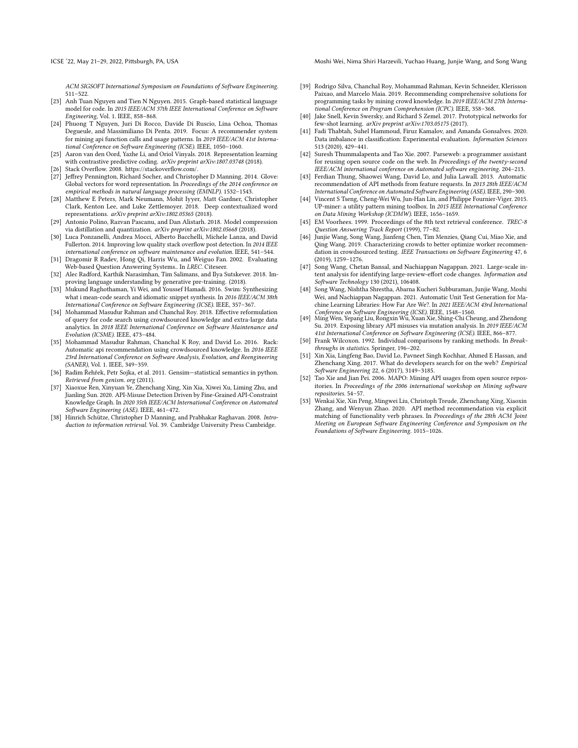ACM SIGSOFT International Symposium on Foundations of Software Engineering. 511–522.

[23] Anh Tuan Nguyen and Tien N Nguyen. 2015. Graph-based statistical language model for code. In *2015 IEEE/ACM 37th IEEE International Conference on Software Engineering*, Vol. 1. IEEE, 858–868.

[24] Phuong T Nguyen, Juri Di Rocco, Davide Di Ruscio, Lina Ochoa, Thomas Degueule, and Massimiliano Di Penta. 2019. Focus: A recommender system for mining api function calls and usage patterns. In *2019 IEEE/ACM 41st International Conference on Software Engineering (ICSE)*. IEEE, 1050–1060.

[25] Aaron van den Oord, Yazhe Li, and Oriol Vinyals. 2018. Representation learning with contrastive predictive coding. *arXiv preprint arXiv:1807.03748* (2018).

[26] Stack Overflow. 2008. https://stackoverflow.com/.

[27] Jeffrey Pennington, Richard Socher, and Christopher D Manning. 2014. Glove: Global vectors for word representation. In *Proceedings of the 2014 conference on empirical methods in natural language processing (EMNLP)*. 1532–1543.

[28] Matthew E Peters, Mark Neumann, Mohit Iyyer, Matt Gardner, Christopher Clark, Kenton Lee, and Luke Zettlemoyer. 2018. Deep contextualized word representations. *arXiv preprint arXiv:1802.05365* (2018).

[29] Antonio Polino, Razvan Pascanu, and Dan Alistarh. 2018. Model compression via distillation and quantization. *arXiv preprint arXiv:1802.05668* (2018).

[30] Luca Ponzanelli, Andrea Mocci, Alberto Bacchelli, Michele Lanza, and David Fullerton. 2014. Improving low quality stack overflow post detection. In *2014 IEEE international conference on software maintenance and evolution*. IEEE, 541–544.

[31] Dragomir R Radev, Hong Qi, Harris Wu, and Weiguo Fan. 2002. Evaluating Web-based Question Answering Systems.. In *LREC*. Citeseer.

[32] Alec Radford, Karthik Narasimhan, Tim Salimans, and Ilya Sutskever. 2018. Improving language understanding by generative pre-training. (2018).

[33] Mukund Raghothaman, Yi Wei, and Youssef Hamadi. 2016. Swim: Synthesizing what i mean-code search and idiomatic snippet synthesis. In *2016 IEEE/ACM 38th International Conference on Software Engineering (ICSE)*. IEEE, 357–367.

[34] Mohammad Masudur Rahman and Chanchal Roy. 2018. Effective reformulation of query for code search using crowdsourced knowledge and extra-large data analytics. In *2018 IEEE International Conference on Software Maintenance and Evolution (ICSME)*. IEEE, 473–484.

[35] Mohammad Masudur Rahman, Chanchal K Roy, and David Lo. 2016. Rack: Automatic api recommendation using crowdsourced knowledge. In *2016 IEEE 23rd International Conference on Software Analysis, Evolution, and Reengineering (SANER)*, Vol. 1. IEEE, 349–359.

[36] Radim Řehřek, Petr Sojka, et al. 2011. Gensim—statistical semantics in python. *Retrieved from genism. org* (2011).

[37] Xiaoxue Ren, Xinyuan Ye, Zhenchang Xing, Xin Xia, Xiwei Xu, Liming Zhu, and Jianling Sun. 2020. API-Misuse Detection Driven by Fine-Grained API-Constraint Knowledge Graph. In *2020 35th IEEE/ACM International Conference on Automated Software Engineering (ASE)*. IEEE, 461–472.

[38] Hinrich Schütze, Christopher D Manning, and Prabhakar Raghavan. 2008. *Introduction to information retrieval*. Vol. 39. Cambridge University Press Cambridge.

[39] Rodrigo Silva, Chanchal Roy, Mohammad Rahman, Kevin Schneider, Klerisson Paixao, and Marcelo Maia. 2019. Recommending comprehensive solutions for programming tasks by mining crowd knowledge. In *2019 IEEE/ACM 27th International Conference on Program Comprehension (ICPC)*. IEEE, 358–368.

[40] Jake Snell, Kevin Swersky, and Richard S Zemel. 2017. Prototypical networks for few-shot learning. *arXiv preprint arXiv:1703.05175* (2017).

[41] Fadi Thabtah, Suhel Hammoud, Firuz Kamalov, and Amanda Gonsalves. 2020. Data imbalance in classification: Experimental evaluation. *Information Sciences* 513 (2020), 429–441.

[42] Suresh Thummalapenta and Tao Xie. 2007. Parseweb: a programmer assistant for reusing open source code on the web. In *Proceedings of the twenty-second IEEE/ACM international conference on Automated software engineering*. 204–213.

[43] Ferdian Thung, Shaowei Wang, David Lo, and Julia Lawall. 2013. Automatic recommendation of API methods from feature requests. In *2013 28th IEEE/ACM International Conference on Automated Software Engineering (ASE)*. IEEE, 290–300.

[44] Vincent S Tseng, Cheng-Wei Wu, Jun-Han Lin, and Philippe Fournier-Viger. 2015. UP-miner: a utility pattern mining toolbox. In *2015 IEEE International Conference on Data Mining Workshop (ICDMW)*. IEEE, 1656–1659.

[45] EM Voorhees. 1999. Proceedings of the 8th text retrieval conference. *TREC-8 Question Answering Track Report* (1999), 77–82.

[46] Junjie Wang, Song Wang, Jianfeng Chen, Tim Menzies, Qiang Cui, Miao Xie, and Qing Wang. 2019. Characterizing crowds to better optimize worker recommendation in crowdsourced testing. *IEEE Transactions on Software Engineering* 47, 6 (2019), 1259–1276.

[47] Song Wang, Chetan Bansal, and Nachiappan Nagappan. 2021. Large-scale intent analysis for identifying large-review-effort code changes. *Information and Software Technology* 130 (2021), 106408.

[48] Song Wang, Nishtha Shrestha, Abarna Kucheri Subburaman, Junjie Wang, Moshi Wei, and Nachiappan Nagappan. 2021. Automatic Unit Test Generation for Machine Learning Libraries: How Far Are We?. In *2021 IEEE/ACM 43rd International Conference on Software Engineering (ICSE)*. IEEE, 1548–1560.

[49] Ming Wen, Yepang Liu, Rongxin Wu, Xuan Xie, Shing-Chi Cheung, and Zhendong Su. 2019. Exposing library API misuses via mutation analysis. In *2019 IEEE/ACM 41st International Conference on Software Engineering (ICSE)*. IEEE, 866–877.

[50] Frank Wilcoxon. 1992. Individual comparisons by ranking methods. In *Breakthroughs in statistics*. Springer, 196–202.

[51] Xin Xia, Lingfeng Bao, David Lo, Pavneet Singh Kochhar, Ahmed E Hassan, and Zhenchang Xing. 2017. What do developers search for on the web? *Empirical Software Engineering* 22, 6 (2017), 3149–3185.

[52] Tao Xie and Jian Pei. 2006. MAPO: Mining API usages from open source repositories. In *Proceedings of the 2006 international workshop on Mining software repositories*. 54–57.

[53] Wenkai Xie, Xin Peng, Mingwei Liu, Christoph Treude, Zhenchang Xing, Xiaoxin Zhang, and Wenyun Zhao. 2020. API method recommendation via explicit matching of functionality verb phrases. In *Proceedings of the 28th ACM Joint Meeting on European Software Engineering Conference and Symposium on the Foundations of Software Engineering*. 1015–1026.